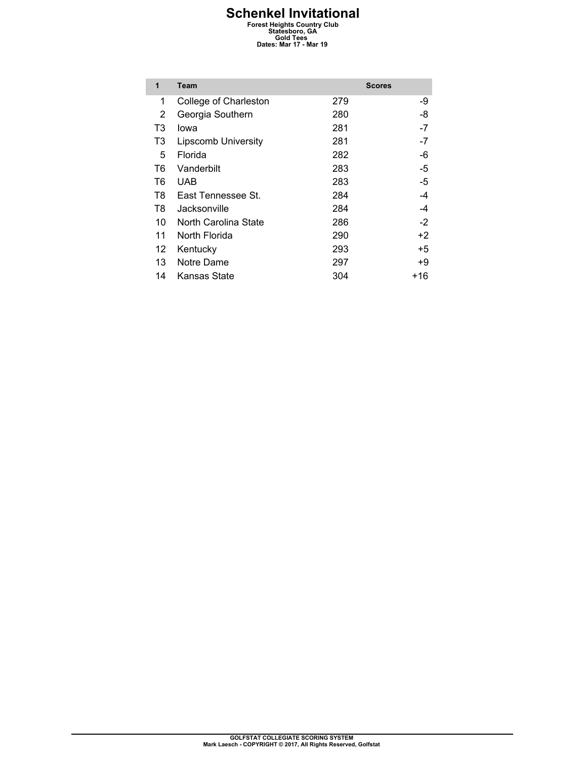# Schenkel Invitational

**Forest Heights Country Club**
**Statesboro, GA**
**Gold Tees**
**Dates: Mar 17 - Mar 19**

| 1 | Team | Scores | |
|---|---|---|---|
| 1 | College of Charleston | 279 | -9 |
| 2 | Georgia Southern | 280 | -8 |
| T3 | Iowa | 281 | -7 |
| T3 | Lipscomb University | 281 | -7 |
| 5 | Florida | 282 | -6 |
| T6 | Vanderbilt | 283 | -5 |
| T6 | UAB | 283 | -5 |
| T8 | East Tennessee St. | 284 | -4 |
| T8 | Jacksonville | 284 | -4 |
| 10 | North Carolina State | 286 | -2 |
| 11 | North Florida | 290 | +2 |
| 12 | Kentucky | 293 | +5 |
| 13 | Notre Dame | 297 | +9 |
| 14 | Kansas State | 304 | +16 |

**GOLFSTAT COLLEGIATE SCORING SYSTEM**
**Mark Laesch - COPYRIGHT © 2017, All Rights Reserved, Golfstat**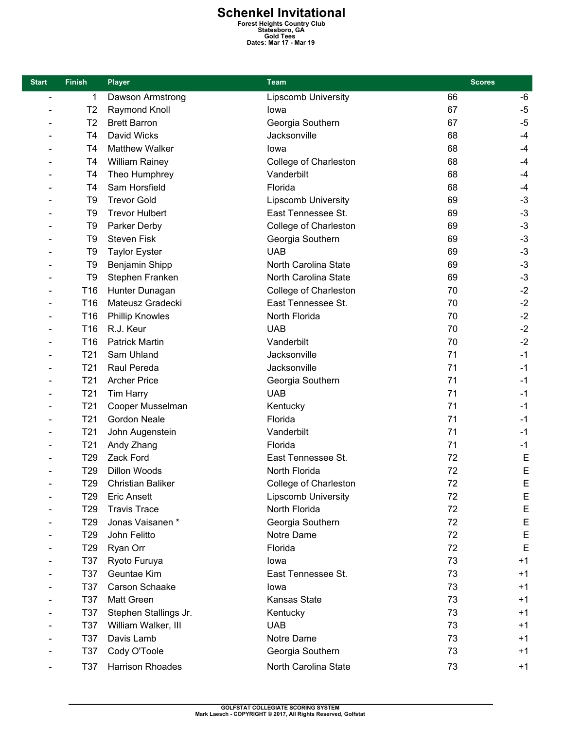# Schenkel Invitational

Forest Heights Country Club
Statesboro, GA
Gold Tees
Dates: Mar 17 - Mar 19

| Start | Finish | Player | Team | Scores | |
|---|---|---|---|---|---|
| - | 1 | Dawson Armstrong | Lipscomb University | 66 | -6 |
| - | T2 | Raymond Knoll | Iowa | 67 | -5 |
| - | T2 | Brett Barron | Georgia Southern | 67 | -5 |
| - | T4 | David Wicks | Jacksonville | 68 | -4 |
| - | T4 | Matthew Walker | Iowa | 68 | -4 |
| - | T4 | William Rainey | College of Charleston | 68 | -4 |
| - | T4 | Theo Humphrey | Vanderbilt | 68 | -4 |
| - | T4 | Sam Horsfield | Florida | 68 | -4 |
| - | T9 | Trevor Gold | Lipscomb University | 69 | -3 |
| - | T9 | Trevor Hulbert | East Tennessee St. | 69 | -3 |
| - | T9 | Parker Derby | College of Charleston | 69 | -3 |
| - | T9 | Steven Fisk | Georgia Southern | 69 | -3 |
| - | T9 | Taylor Eyster | UAB | 69 | -3 |
| - | T9 | Benjamin Shipp | North Carolina State | 69 | -3 |
| - | T9 | Stephen Franken | North Carolina State | 69 | -3 |
| - | T16 | Hunter Dunagan | College of Charleston | 70 | -2 |
| - | T16 | Mateusz Gradecki | East Tennessee St. | 70 | -2 |
| - | T16 | Phillip Knowles | North Florida | 70 | -2 |
| - | T16 | R.J. Keur | UAB | 70 | -2 |
| - | T16 | Patrick Martin | Vanderbilt | 70 | -2 |
| - | T21 | Sam Uhland | Jacksonville | 71 | -1 |
| - | T21 | Raul Pereda | Jacksonville | 71 | -1 |
| - | T21 | Archer Price | Georgia Southern | 71 | -1 |
| - | T21 | Tim Harry | UAB | 71 | -1 |
| - | T21 | Cooper Musselman | Kentucky | 71 | -1 |
| - | T21 | Gordon Neale | Florida | 71 | -1 |
| - | T21 | John Augenstein | Vanderbilt | 71 | -1 |
| - | T21 | Andy Zhang | Florida | 71 | -1 |
| - | T29 | Zack Ford | East Tennessee St. | 72 | E |
| - | T29 | Dillon Woods | North Florida | 72 | E |
| - | T29 | Christian Baliker | College of Charleston | 72 | E |
| - | T29 | Eric Ansett | Lipscomb University | 72 | E |
| - | T29 | Travis Trace | North Florida | 72 | E |
| - | T29 | Jonas Vaisanen * | Georgia Southern | 72 | E |
| - | T29 | John Felitto | Notre Dame | 72 | E |
| - | T29 | Ryan Orr | Florida | 72 | E |
| - | T37 | Ryoto Furuya | Iowa | 73 | +1 |
| - | T37 | Geuntae Kim | East Tennessee St. | 73 | +1 |
| - | T37 | Carson Schaake | Iowa | 73 | +1 |
| - | T37 | Matt Green | Kansas State | 73 | +1 |
| - | T37 | Stephen Stallings Jr. | Kentucky | 73 | +1 |
| - | T37 | William Walker, III | UAB | 73 | +1 |
| - | T37 | Davis Lamb | Notre Dame | 73 | +1 |
| - | T37 | Cody O'Toole | Georgia Southern | 73 | +1 |
| - | T37 | Harrison Rhoades | North Carolina State | 73 | +1 |

GOLFSTAT COLLEGIATE SCORING SYSTEM
Mark Laesch - COPYRIGHT © 2017, All Rights Reserved, Golfstat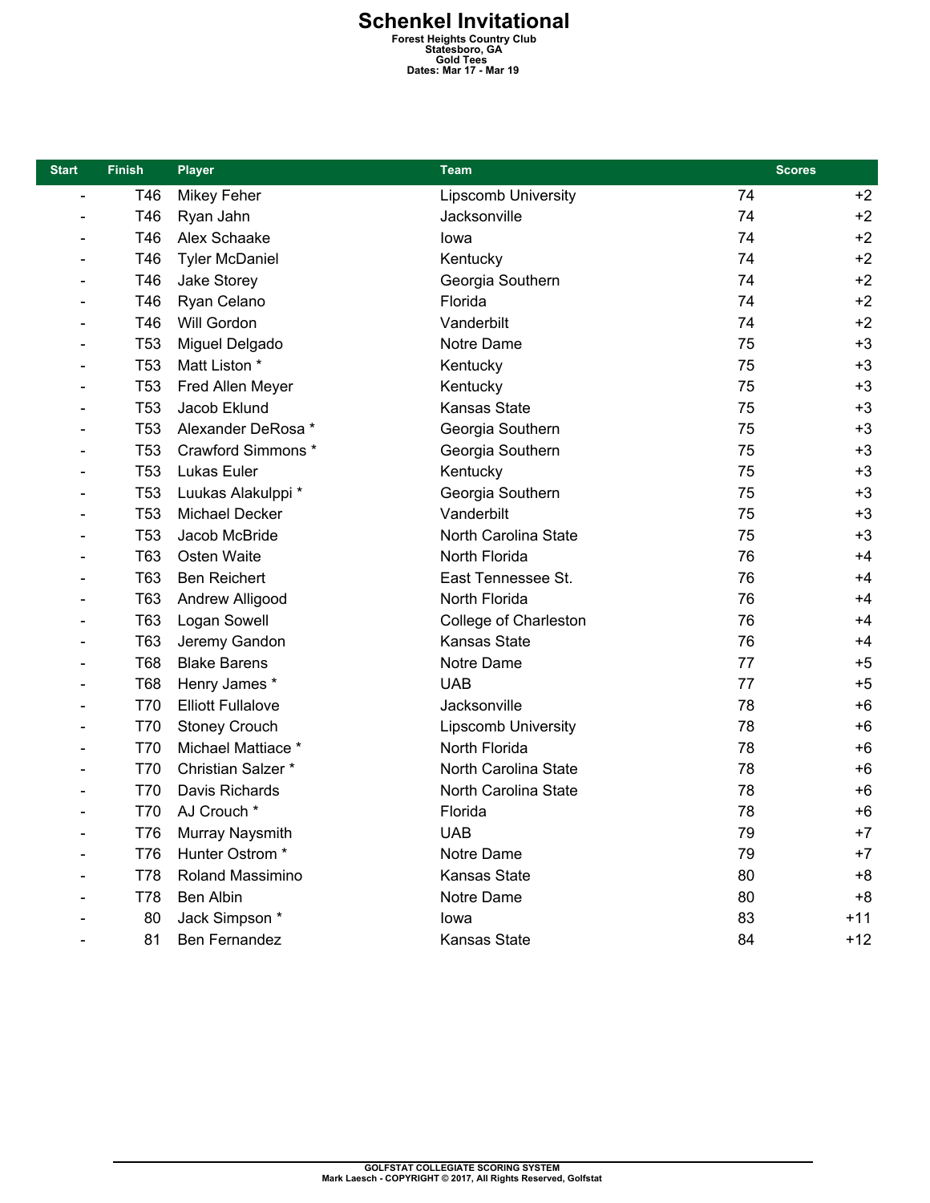# Schenkel Invitational

**Forest Heights Country Club**
**Statesboro, GA**
**Gold Tees**
**Dates: Mar 17 - Mar 19**

| Start | Finish | Player | Team | Scores | |
|---|---|---|---|---|---|
| - | T46 | Mikey Feher | Lipscomb University | 74 | +2 |
| - | T46 | Ryan Jahn | Jacksonville | 74 | +2 |
| - | T46 | Alex Schaake | Iowa | 74 | +2 |
| - | T46 | Tyler McDaniel | Kentucky | 74 | +2 |
| - | T46 | Jake Storey | Georgia Southern | 74 | +2 |
| - | T46 | Ryan Celano | Florida | 74 | +2 |
| - | T46 | Will Gordon | Vanderbilt | 74 | +2 |
| - | T53 | Miguel Delgado | Notre Dame | 75 | +3 |
| - | T53 | Matt Liston * | Kentucky | 75 | +3 |
| - | T53 | Fred Allen Meyer | Kentucky | 75 | +3 |
| - | T53 | Jacob Eklund | Kansas State | 75 | +3 |
| - | T53 | Alexander DeRosa * | Georgia Southern | 75 | +3 |
| - | T53 | Crawford Simmons * | Georgia Southern | 75 | +3 |
| - | T53 | Lukas Euler | Kentucky | 75 | +3 |
| - | T53 | Luukas Alakulppi * | Georgia Southern | 75 | +3 |
| - | T53 | Michael Decker | Vanderbilt | 75 | +3 |
| - | T53 | Jacob McBride | North Carolina State | 75 | +3 |
| - | T63 | Osten Waite | North Florida | 76 | +4 |
| - | T63 | Ben Reichert | East Tennessee St. | 76 | +4 |
| - | T63 | Andrew Alligood | North Florida | 76 | +4 |
| - | T63 | Logan Sowell | College of Charleston | 76 | +4 |
| - | T63 | Jeremy Gandon | Kansas State | 76 | +4 |
| - | T68 | Blake Barens | Notre Dame | 77 | +5 |
| - | T68 | Henry James * | UAB | 77 | +5 |
| - | T70 | Elliott Fullalove | Jacksonville | 78 | +6 |
| - | T70 | Stoney Crouch | Lipscomb University | 78 | +6 |
| - | T70 | Michael Mattiace * | North Florida | 78 | +6 |
| - | T70 | Christian Salzer * | North Carolina State | 78 | +6 |
| - | T70 | Davis Richards | North Carolina State | 78 | +6 |
| - | T70 | AJ Crouch * | Florida | 78 | +6 |
| - | T76 | Murray Naysmith | UAB | 79 | +7 |
| - | T76 | Hunter Ostrom * | Notre Dame | 79 | +7 |
| - | T78 | Roland Massimino | Kansas State | 80 | +8 |
| - | T78 | Ben Albin | Notre Dame | 80 | +8 |
| - | 80 | Jack Simpson * | Iowa | 83 | +11 |
| - | 81 | Ben Fernandez | Kansas State | 84 | +12 |

GOLFSTAT COLLEGIATE SCORING SYSTEM
Mark Laesch - COPYRIGHT © 2017, All Rights Reserved, Golfstat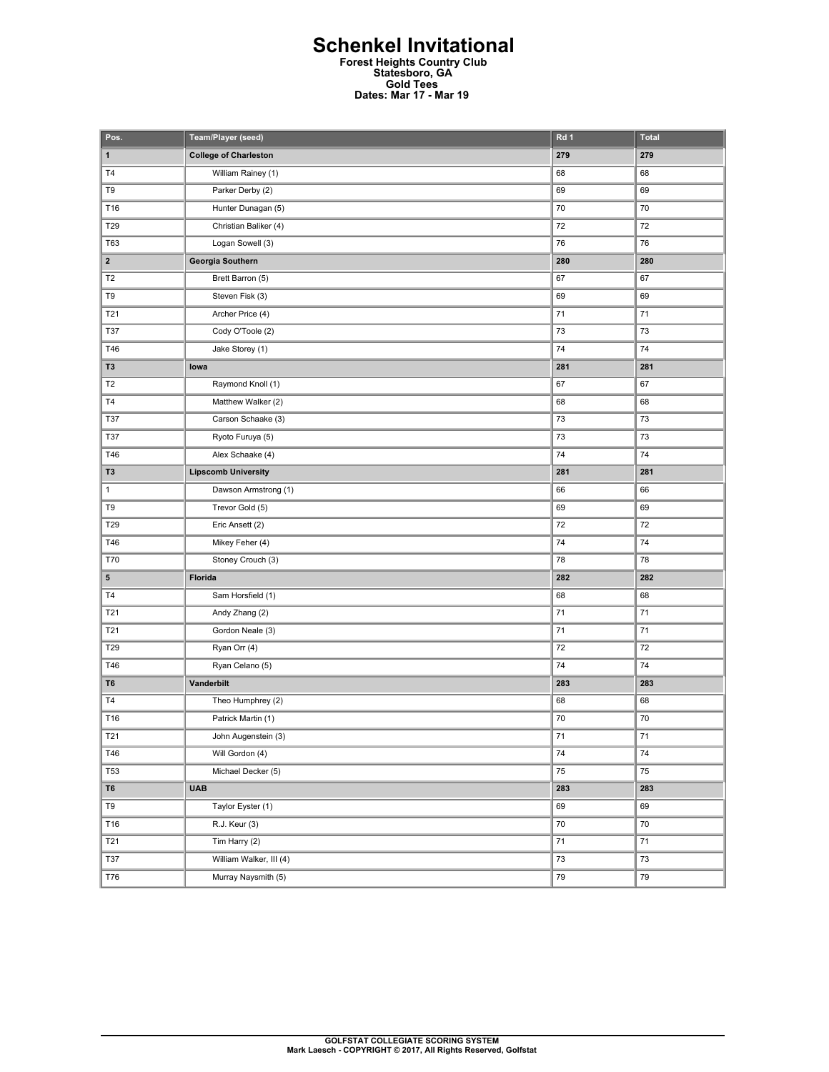# Schenkel Invitational

**Forest Heights Country Club**
**Statesboro, GA**
**Gold Tees**
**Dates: Mar 17 - Mar 19**

| Pos. | Team/Player (seed) | Rd 1 | Total |
|---|---|---|---|
| **1** | **College of Charleston** | **279** | **279** |
| T4 | William Rainey (1) | 68 | 68 |
| T9 | Parker Derby (2) | 69 | 69 |
| T16 | Hunter Dunagan (5) | 70 | 70 |
| T29 | Christian Baliker (4) | 72 | 72 |
| T63 | Logan Sowell (3) | 76 | 76 |
| **2** | **Georgia Southern** | **280** | **280** |
| T2 | Brett Barron (5) | 67 | 67 |
| T9 | Steven Fisk (3) | 69 | 69 |
| T21 | Archer Price (4) | 71 | 71 |
| T37 | Cody O'Toole (2) | 73 | 73 |
| T46 | Jake Storey (1) | 74 | 74 |
| **T3** | **Iowa** | **281** | **281** |
| T2 | Raymond Knoll (1) | 67 | 67 |
| T4 | Matthew Walker (2) | 68 | 68 |
| T37 | Carson Schaake (3) | 73 | 73 |
| T37 | Ryoto Furuya (5) | 73 | 73 |
| T46 | Alex Schaake (4) | 74 | 74 |
| **T3** | **Lipscomb University** | **281** | **281** |
| 1 | Dawson Armstrong (1) | 66 | 66 |
| T9 | Trevor Gold (5) | 69 | 69 |
| T29 | Eric Ansett (2) | 72 | 72 |
| T46 | Mikey Feher (4) | 74 | 74 |
| T70 | Stoney Crouch (3) | 78 | 78 |
| **5** | **Florida** | **282** | **282** |
| T4 | Sam Horsfield (1) | 68 | 68 |
| T21 | Andy Zhang (2) | 71 | 71 |
| T21 | Gordon Neale (3) | 71 | 71 |
| T29 | Ryan Orr (4) | 72 | 72 |
| T46 | Ryan Celano (5) | 74 | 74 |
| **T6** | **Vanderbilt** | **283** | **283** |
| T4 | Theo Humphrey (2) | 68 | 68 |
| T16 | Patrick Martin (1) | 70 | 70 |
| T21 | John Augenstein (3) | 71 | 71 |
| T46 | Will Gordon (4) | 74 | 74 |
| T53 | Michael Decker (5) | 75 | 75 |
| **T6** | **UAB** | **283** | **283** |
| T9 | Taylor Eyster (1) | 69 | 69 |
| T16 | R.J. Keur (3) | 70 | 70 |
| T21 | Tim Harry (2) | 71 | 71 |
| T37 | William Walker, III (4) | 73 | 73 |
| T76 | Murray Naysmith (5) | 79 | 79 |

**GOLFSTAT COLLEGIATE SCORING SYSTEM**
**Mark Laesch - COPYRIGHT © 2017, All Rights Reserved, Golfstat**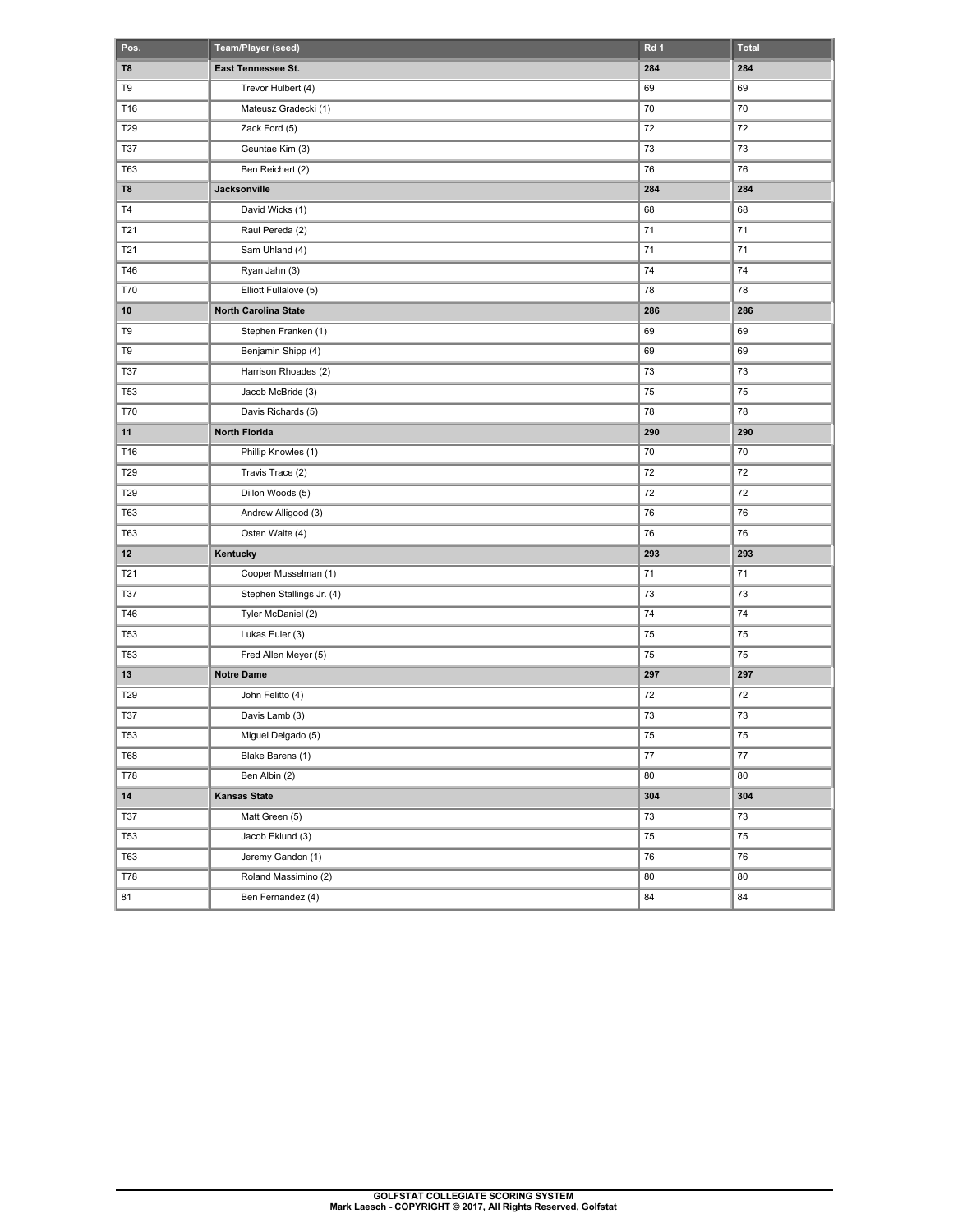| Pos. | Team/Player (seed) | Rd 1 | Total |
|---|---|---|---|
| **T8** | **East Tennessee St.** | **284** | **284** |
| T9 | Trevor Hulbert (4) | 69 | 69 |
| T16 | Mateusz Gradecki (1) | 70 | 70 |
| T29 | Zack Ford (5) | 72 | 72 |
| T37 | Geuntae Kim (3) | 73 | 73 |
| T63 | Ben Reichert (2) | 76 | 76 |
| **T8** | **Jacksonville** | **284** | **284** |
| T4 | David Wicks (1) | 68 | 68 |
| T21 | Raul Pereda (2) | 71 | 71 |
| T21 | Sam Uhland (4) | 71 | 71 |
| T46 | Ryan Jahn (3) | 74 | 74 |
| T70 | Elliott Fullalove (5) | 78 | 78 |
| **10** | **North Carolina State** | **286** | **286** |
| T9 | Stephen Franken (1) | 69 | 69 |
| T9 | Benjamin Shipp (4) | 69 | 69 |
| T37 | Harrison Rhoades (2) | 73 | 73 |
| T53 | Jacob McBride (3) | 75 | 75 |
| T70 | Davis Richards (5) | 78 | 78 |
| **11** | **North Florida** | **290** | **290** |
| T16 | Phillip Knowles (1) | 70 | 70 |
| T29 | Travis Trace (2) | 72 | 72 |
| T29 | Dillon Woods (5) | 72 | 72 |
| T63 | Andrew Alligood (3) | 76 | 76 |
| T63 | Osten Waite (4) | 76 | 76 |
| **12** | **Kentucky** | **293** | **293** |
| T21 | Cooper Musselman (1) | 71 | 71 |
| T37 | Stephen Stallings Jr. (4) | 73 | 73 |
| T46 | Tyler McDaniel (2) | 74 | 74 |
| T53 | Lukas Euler (3) | 75 | 75 |
| T53 | Fred Allen Meyer (5) | 75 | 75 |
| **13** | **Notre Dame** | **297** | **297** |
| T29 | John Felitto (4) | 72 | 72 |
| T37 | Davis Lamb (3) | 73 | 73 |
| T53 | Miguel Delgado (5) | 75 | 75 |
| T68 | Blake Barens (1) | 77 | 77 |
| T78 | Ben Albin (2) | 80 | 80 |
| **14** | **Kansas State** | **304** | **304** |
| T37 | Matt Green (5) | 73 | 73 |
| T53 | Jacob Eklund (3) | 75 | 75 |
| T63 | Jeremy Gandon (1) | 76 | 76 |
| T78 | Roland Massimino (2) | 80 | 80 |
| 81 | Ben Fernandez (4) | 84 | 84 |

**GOLFSTAT COLLEGIATE SCORING SYSTEM**
**Mark Laesch - COPYRIGHT © 2017, All Rights Reserved, Golfstat**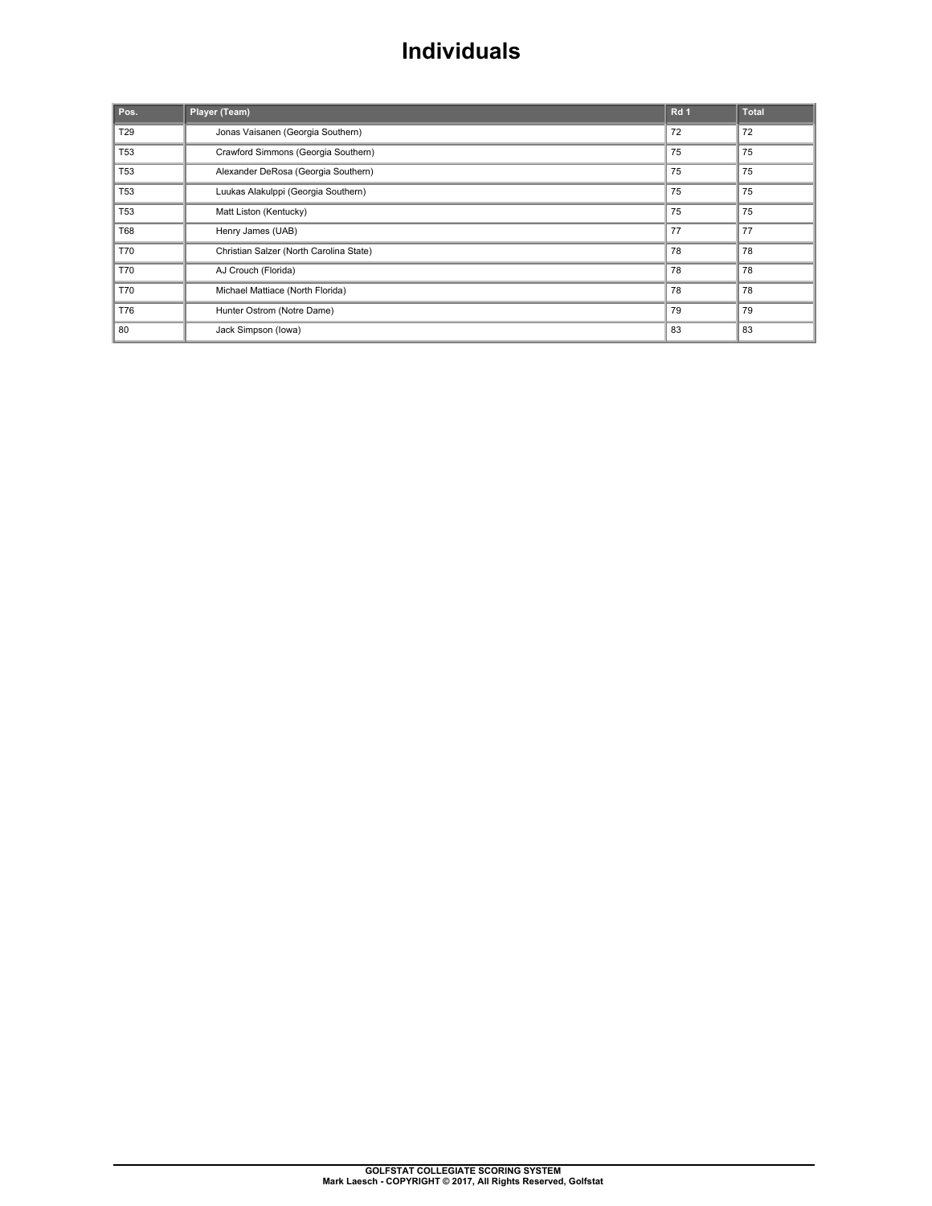# Individuals

| Pos. | Player (Team) | Rd 1 | Total |
| --- | --- | --- | --- |
| T29 | Jonas Vaisanen (Georgia Southern) | 72 | 72 |
| T53 | Crawford Simmons (Georgia Southern) | 75 | 75 |
| T53 | Alexander DeRosa (Georgia Southern) | 75 | 75 |
| T53 | Luukas Alakulppi (Georgia Southern) | 75 | 75 |
| T53 | Matt Liston (Kentucky) | 75 | 75 |
| T68 | Henry James (UAB) | 77 | 77 |
| T70 | Christian Salzer (North Carolina State) | 78 | 78 |
| T70 | AJ Crouch (Florida) | 78 | 78 |
| T70 | Michael Mattiace (North Florida) | 78 | 78 |
| T76 | Hunter Ostrom (Notre Dame) | 79 | 79 |
| 80 | Jack Simpson (Iowa) | 83 | 83 |

GOLFSTAT COLLEGIATE SCORING SYSTEM
Mark Laesch - COPYRIGHT © 2017, All Rights Reserved, Golfstat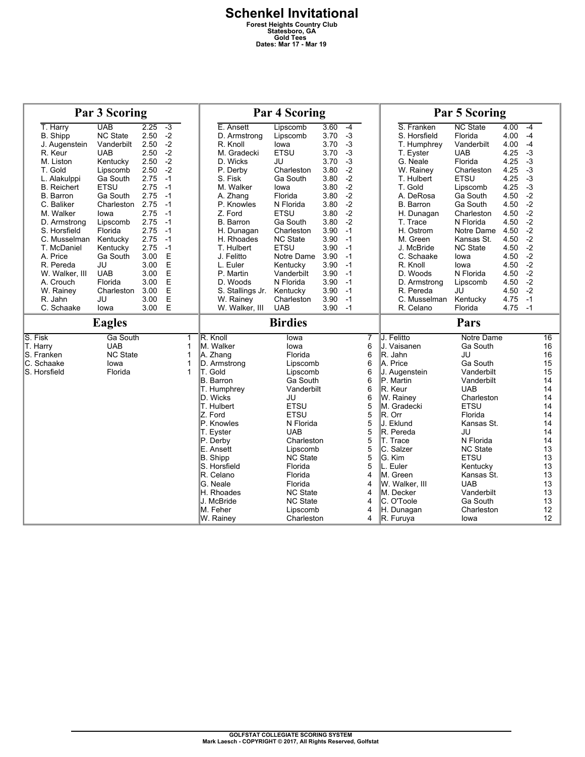# Schenkel Invitational

**Forest Heights Country Club**
**Statesboro, GA**
**Gold Tees**
**Dates: Mar 17 - Mar 19**

## Par 3 Scoring

| Player | Team | Avg | To Par |
|---|---|---|---|
| T. Harry | UAB | 2.25 | -3 |
| B. Shipp | NC State | 2.50 | -2 |
| J. Augenstein | Vanderbilt | 2.50 | -2 |
| R. Keur | UAB | 2.50 | -2 |
| M. Liston | Kentucky | 2.50 | -2 |
| T. Gold | Lipscomb | 2.50 | -2 |
| L. Alakulppi | Ga South | 2.75 | -1 |
| B. Reichert | ETSU | 2.75 | -1 |
| B. Barron | Ga South | 2.75 | -1 |
| C. Baliker | Charleston | 2.75 | -1 |
| M. Walker | Iowa | 2.75 | -1 |
| D. Armstrong | Lipscomb | 2.75 | -1 |
| S. Horsfield | Florida | 2.75 | -1 |
| C. Musselman | Kentucky | 2.75 | -1 |
| T. McDaniel | Kentucky | 2.75 | -1 |
| A. Price | Ga South | 3.00 | E |
| R. Pereda | JU | 3.00 | E |
| W. Walker, III | UAB | 3.00 | E |
| A. Crouch | Florida | 3.00 | E |
| W. Rainey | Charleston | 3.00 | E |
| R. Jahn | JU | 3.00 | E |
| C. Schaake | Iowa | 3.00 | E |

## Par 4 Scoring

| Player | Team | Avg | To Par |
|---|---|---|---|
| E. Ansett | Lipscomb | 3.60 | -4 |
| D. Armstrong | Lipscomb | 3.70 | -3 |
| R. Knoll | Iowa | 3.70 | -3 |
| M. Gradecki | ETSU | 3.70 | -3 |
| D. Wicks | JU | 3.70 | -3 |
| P. Derby | Charleston | 3.80 | -2 |
| S. Fisk | Ga South | 3.80 | -2 |
| M. Walker | Iowa | 3.80 | -2 |
| A. Zhang | Florida | 3.80 | -2 |
| P. Knowles | N Florida | 3.80 | -2 |
| Z. Ford | ETSU | 3.80 | -2 |
| B. Barron | Ga South | 3.80 | -2 |
| H. Dunagan | Charleston | 3.90 | -1 |
| H. Rhoades | NC State | 3.90 | -1 |
| T. Hulbert | ETSU | 3.90 | -1 |
| J. Felitto | Notre Dame | 3.90 | -1 |
| L. Euler | Kentucky | 3.90 | -1 |
| P. Martin | Vanderbilt | 3.90 | -1 |
| D. Woods | N Florida | 3.90 | -1 |
| S. Stallings Jr. | Kentucky | 3.90 | -1 |
| W. Rainey | Charleston | 3.90 | -1 |
| W. Walker, III | UAB | 3.90 | -1 |

## Par 5 Scoring

| Player | Team | Avg | To Par |
|---|---|---|---|
| S. Franken | NC State | 4.00 | -4 |
| S. Horsfield | Florida | 4.00 | -4 |
| T. Humphrey | Vanderbilt | 4.00 | -4 |
| T. Eyster | UAB | 4.25 | -3 |
| G. Neale | Florida | 4.25 | -3 |
| W. Rainey | Charleston | 4.25 | -3 |
| T. Hulbert | ETSU | 4.25 | -3 |
| T. Gold | Lipscomb | 4.25 | -3 |
| A. DeRosa | Ga South | 4.50 | -2 |
| B. Barron | Ga South | 4.50 | -2 |
| H. Dunagan | Charleston | 4.50 | -2 |
| T. Trace | N Florida | 4.50 | -2 |
| H. Ostrom | Notre Dame | 4.50 | -2 |
| M. Green | Kansas St. | 4.50 | -2 |
| J. McBride | NC State | 4.50 | -2 |
| C. Schaake | Iowa | 4.50 | -2 |
| R. Knoll | Iowa | 4.50 | -2 |
| D. Woods | N Florida | 4.50 | -2 |
| D. Armstrong | Lipscomb | 4.50 | -2 |
| R. Pereda | JU | 4.50 | -2 |
| C. Musselman | Kentucky | 4.75 | -1 |
| R. Celano | Florida | 4.75 | -1 |

## Eagles

| Player | Team | Count |
|---|---|---|
| S. Fisk | Ga South | 1 |
| T. Harry | UAB | 1 |
| S. Franken | NC State | 1 |
| C. Schaake | Iowa | 1 |
| S. Horsfield | Florida | 1 |

## Birdies

| Player | Team | Count |
|---|---|---|
| R. Knoll | Iowa | 7 |
| M. Walker | Iowa | 6 |
| A. Zhang | Florida | 6 |
| D. Armstrong | Lipscomb | 6 |
| T. Gold | Lipscomb | 6 |
| B. Barron | Ga South | 6 |
| T. Humphrey | Vanderbilt | 6 |
| D. Wicks | JU | 6 |
| T. Hulbert | ETSU | 5 |
| Z. Ford | ETSU | 5 |
| P. Knowles | N Florida | 5 |
| T. Eyster | UAB | 5 |
| P. Derby | Charleston | 5 |
| E. Ansett | Lipscomb | 5 |
| B. Shipp | NC State | 5 |
| S. Horsfield | Florida | 5 |
| R. Celano | Florida | 4 |
| G. Neale | Florida | 4 |
| H. Rhoades | NC State | 4 |
| J. McBride | NC State | 4 |
| M. Feher | Lipscomb | 4 |
| W. Rainey | Charleston | 4 |

## Pars

| Player | Team | Count |
|---|---|---|
| J. Felitto | Notre Dame | 16 |
| J. Vaisanen | Ga South | 16 |
| R. Jahn | JU | 16 |
| A. Price | Ga South | 15 |
| J. Augenstein | Vanderbilt | 15 |
| P. Martin | Vanderbilt | 14 |
| R. Keur | UAB | 14 |
| W. Rainey | Charleston | 14 |
| M. Gradecki | ETSU | 14 |
| R. Orr | Florida | 14 |
| J. Eklund | Kansas St. | 14 |
| R. Pereda | JU | 14 |
| T. Trace | N Florida | 14 |
| C. Salzer | NC State | 13 |
| G. Kim | ETSU | 13 |
| L. Euler | Kentucky | 13 |
| M. Green | Kansas St. | 13 |
| W. Walker, III | UAB | 13 |
| M. Decker | Vanderbilt | 13 |
| C. O'Toole | Ga South | 13 |
| H. Dunagan | Charleston | 12 |
| R. Furuya | Iowa | 12 |

GOLFSTAT COLLEGIATE SCORING SYSTEM
Mark Laesch - COPYRIGHT © 2017, All Rights Reserved, Golfstat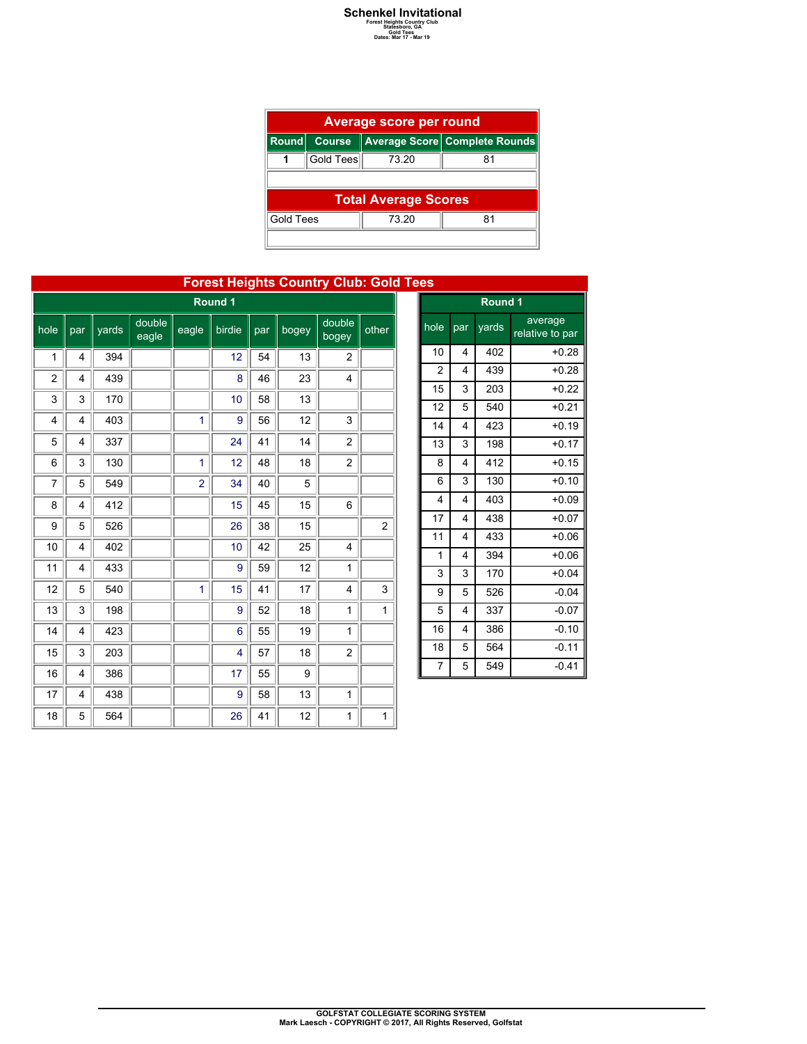# Schenkel Invitational

Forest Heights Country Club
Statesboro, GA
Gold Tees
Dates: Mar 17 - Mar 19

| Average score per round | | | |
|---|---|---|---|
| Round | Course | Average Score | Complete Rounds |
| 1 | Gold Tees | 73.20 | 81 |

| Total Average Scores | | |
|---|---|---|
| Gold Tees | 73.20 | 81 |

## Forest Heights Country Club: Gold Tees

| Round 1 | | | | | | | | | |
|---|---|---|---|---|---|---|---|---|---|
| hole | par | yards | double eagle | eagle | birdie | par | bogey | double bogey | other |
| 1 | 4 | 394 | | | 12 | 54 | 13 | 2 | |
| 2 | 4 | 439 | | | 8 | 46 | 23 | 4 | |
| 3 | 3 | 170 | | | 10 | 58 | 13 | | |
| 4 | 4 | 403 | | 1 | 9 | 56 | 12 | 3 | |
| 5 | 4 | 337 | | | 24 | 41 | 14 | 2 | |
| 6 | 3 | 130 | | 1 | 12 | 48 | 18 | 2 | |
| 7 | 5 | 549 | | 2 | 34 | 40 | 5 | | |
| 8 | 4 | 412 | | | 15 | 45 | 15 | 6 | |
| 9 | 5 | 526 | | | 26 | 38 | 15 | | 2 |
| 10 | 4 | 402 | | | 10 | 42 | 25 | 4 | |
| 11 | 4 | 433 | | | 9 | 59 | 12 | 1 | |
| 12 | 5 | 540 | | 1 | 15 | 41 | 17 | 4 | 3 |
| 13 | 3 | 198 | | | 9 | 52 | 18 | 1 | 1 |
| 14 | 4 | 423 | | | 6 | 55 | 19 | 1 | |
| 15 | 3 | 203 | | | 4 | 57 | 18 | 2 | |
| 16 | 4 | 386 | | | 17 | 55 | 9 | | |
| 17 | 4 | 438 | | | 9 | 58 | 13 | 1 | |
| 18 | 5 | 564 | | | 26 | 41 | 12 | 1 | 1 |

| Round 1 | | | |
|---|---|---|---|
| hole | par | yards | average relative to par |
| 10 | 4 | 402 | +0.28 |
| 2 | 4 | 439 | +0.28 |
| 15 | 3 | 203 | +0.22 |
| 12 | 5 | 540 | +0.21 |
| 14 | 4 | 423 | +0.19 |
| 13 | 3 | 198 | +0.17 |
| 8 | 4 | 412 | +0.15 |
| 6 | 3 | 130 | +0.10 |
| 4 | 4 | 403 | +0.09 |
| 17 | 4 | 438 | +0.07 |
| 11 | 4 | 433 | +0.06 |
| 1 | 4 | 394 | +0.06 |
| 3 | 3 | 170 | +0.04 |
| 9 | 5 | 526 | -0.04 |
| 5 | 4 | 337 | -0.07 |
| 16 | 4 | 386 | -0.10 |
| 18 | 5 | 564 | -0.11 |
| 7 | 5 | 549 | -0.41 |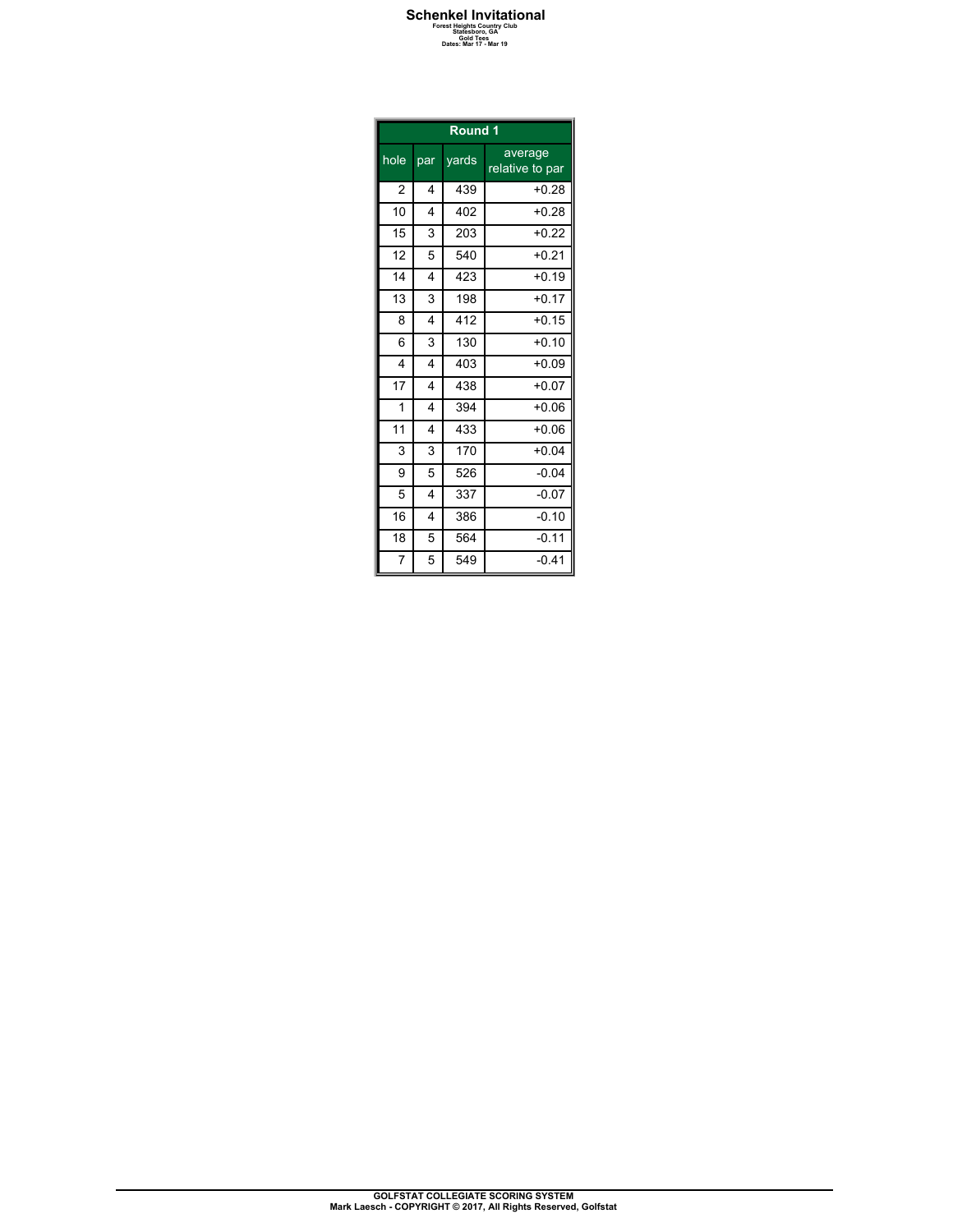# Schenkel Invitational

**Forest Heights Country Club**
**Statesboro, GA**
**Gold Tees**
**Dates: Mar 17 - Mar 19**

| Round 1 | | | |
|---|---|---|---|
| hole | par | yards | average relative to par |
| 2 | 4 | 439 | +0.28 |
| 10 | 4 | 402 | +0.28 |
| 15 | 3 | 203 | +0.22 |
| 12 | 5 | 540 | +0.21 |
| 14 | 4 | 423 | +0.19 |
| 13 | 3 | 198 | +0.17 |
| 8 | 4 | 412 | +0.15 |
| 6 | 3 | 130 | +0.10 |
| 4 | 4 | 403 | +0.09 |
| 17 | 4 | 438 | +0.07 |
| 1 | 4 | 394 | +0.06 |
| 11 | 4 | 433 | +0.06 |
| 3 | 3 | 170 | +0.04 |
| 9 | 5 | 526 | -0.04 |
| 5 | 4 | 337 | -0.07 |
| 16 | 4 | 386 | -0.10 |
| 18 | 5 | 564 | -0.11 |
| 7 | 5 | 549 | -0.41 |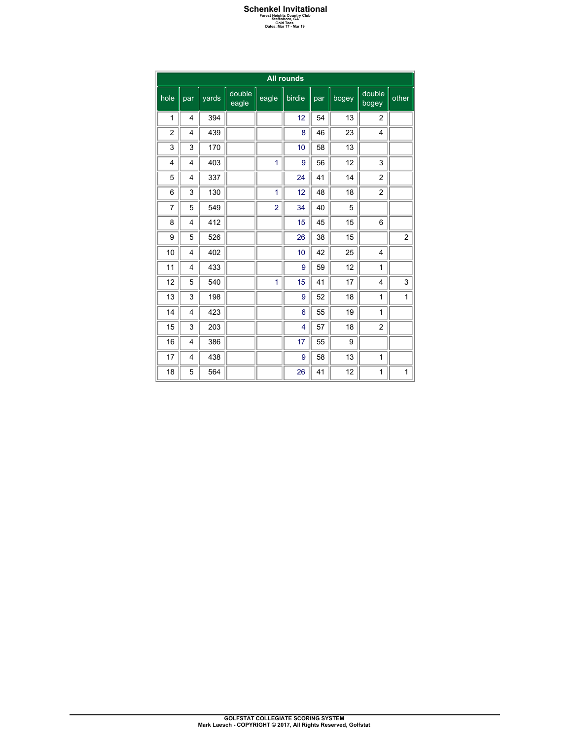# Schenkel Invitational

**Forest Heights Country Club**
**Statesboro, GA**
**Gold Tees**
**Dates: Mar 17 - Mar 19**

| All rounds | | | | | | | | | |
|---|---|---|---|---|---|---|---|---|---|
| hole | par | yards | double eagle | eagle | birdie | par | bogey | double bogey | other |
| 1 | 4 | 394 | | | 12 | 54 | 13 | 2 | |
| 2 | 4 | 439 | | | 8 | 46 | 23 | 4 | |
| 3 | 3 | 170 | | | 10 | 58 | 13 | | |
| 4 | 4 | 403 | | 1 | 9 | 56 | 12 | 3 | |
| 5 | 4 | 337 | | | 24 | 41 | 14 | 2 | |
| 6 | 3 | 130 | | 1 | 12 | 48 | 18 | 2 | |
| 7 | 5 | 549 | | 2 | 34 | 40 | 5 | | |
| 8 | 4 | 412 | | | 15 | 45 | 15 | 6 | |
| 9 | 5 | 526 | | | 26 | 38 | 15 | | 2 |
| 10 | 4 | 402 | | | 10 | 42 | 25 | 4 | |
| 11 | 4 | 433 | | | 9 | 59 | 12 | 1 | |
| 12 | 5 | 540 | | 1 | 15 | 41 | 17 | 4 | 3 |
| 13 | 3 | 198 | | | 9 | 52 | 18 | 1 | 1 |
| 14 | 4 | 423 | | | 6 | 55 | 19 | 1 | |
| 15 | 3 | 203 | | | 4 | 57 | 18 | 2 | |
| 16 | 4 | 386 | | | 17 | 55 | 9 | | |
| 17 | 4 | 438 | | | 9 | 58 | 13 | 1 | |
| 18 | 5 | 564 | | | 26 | 41 | 12 | 1 | 1 |

**GOLFSTAT COLLEGIATE SCORING SYSTEM**
**Mark Laesch - COPYRIGHT © 2017, All Rights Reserved, Golfstat**